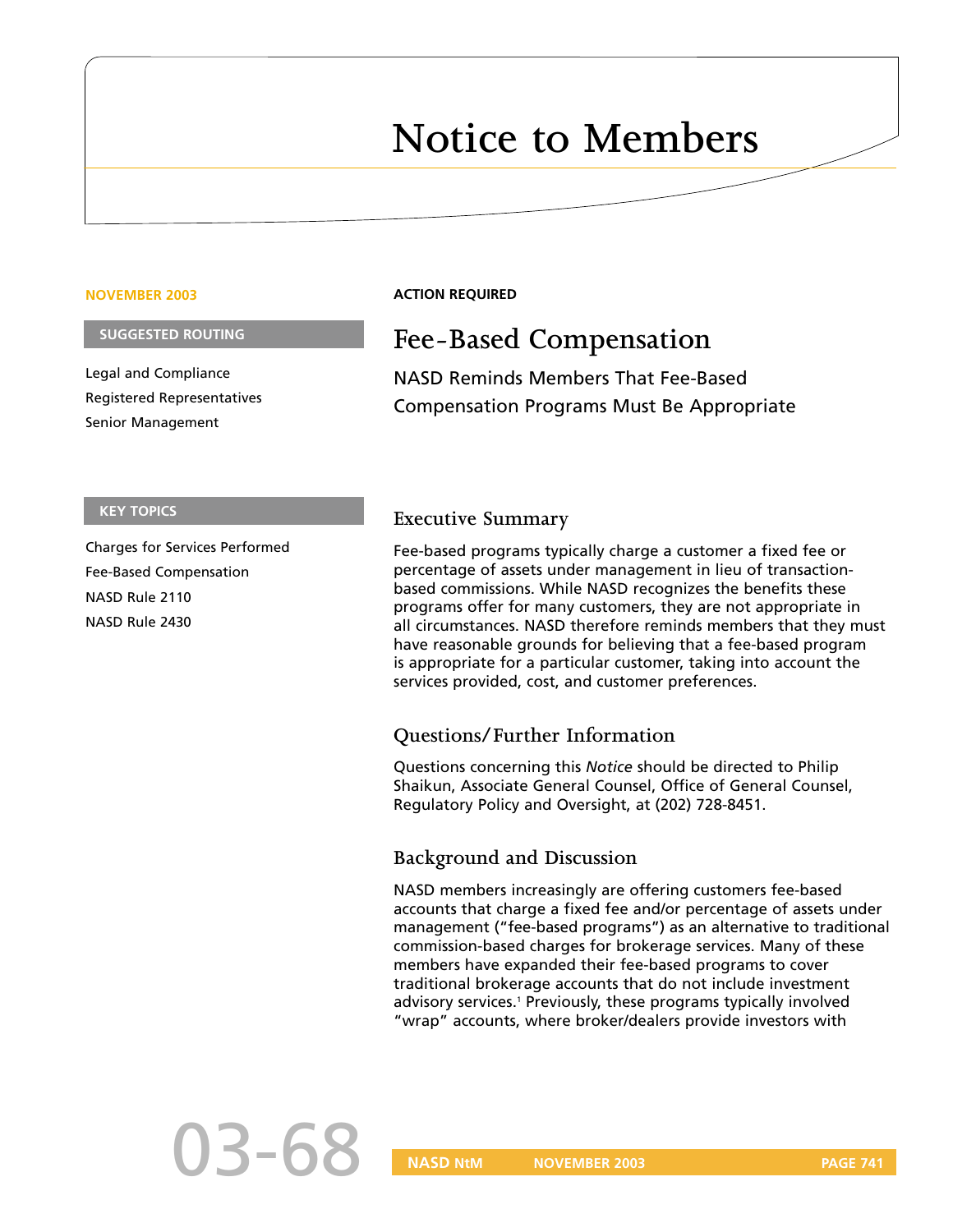# Notice to Members

**NOVEMBER 2003**

**SUGGESTED ROUTING**

Legal and Compliance
Registered Registered Representatives
Senior Management

**KEY TOPICS**

Charges for Services Performed
Fee-Based Compensation
NASD Rule 2110
NASD Rule 2430

**ACTION REQUIRED**

## Fee-Based Compensation

NASD Reminds Members That Fee-Based Compensation Programs Must Be Appropriate

### Executive Summary

Fee-based programs typically charge a customer a fixed fee or percentage of assets under management in lieu of transaction-based commissions. While NASD recognizes the benefits these programs offer for many customers, they are not appropriate in all circumstances. NASD therefore reminds members that they must have reasonable grounds for believing that a fee-based program is appropriate for a particular customer, taking into account the services provided, cost, and customer preferences.

### Questions/Further Information

Questions concerning this *Notice* should be directed to Philip Shaikun, Associate General Counsel, Office of General Counsel, Regulatory Policy and Oversight, at (202) 728-8451.

### Background and Discussion

NASD members increasingly are offering customers fee-based accounts that charge a fixed fee and/or percentage of assets under management ("fee-based programs") as an alternative to traditional commission-based charges for brokerage services. Many of these members have expanded their fee-based programs to cover traditional brokerage accounts that do not include investment advisory services.[1] Previously, these programs typically involved "wrap" accounts, where broker/dealers provide investors with

03-68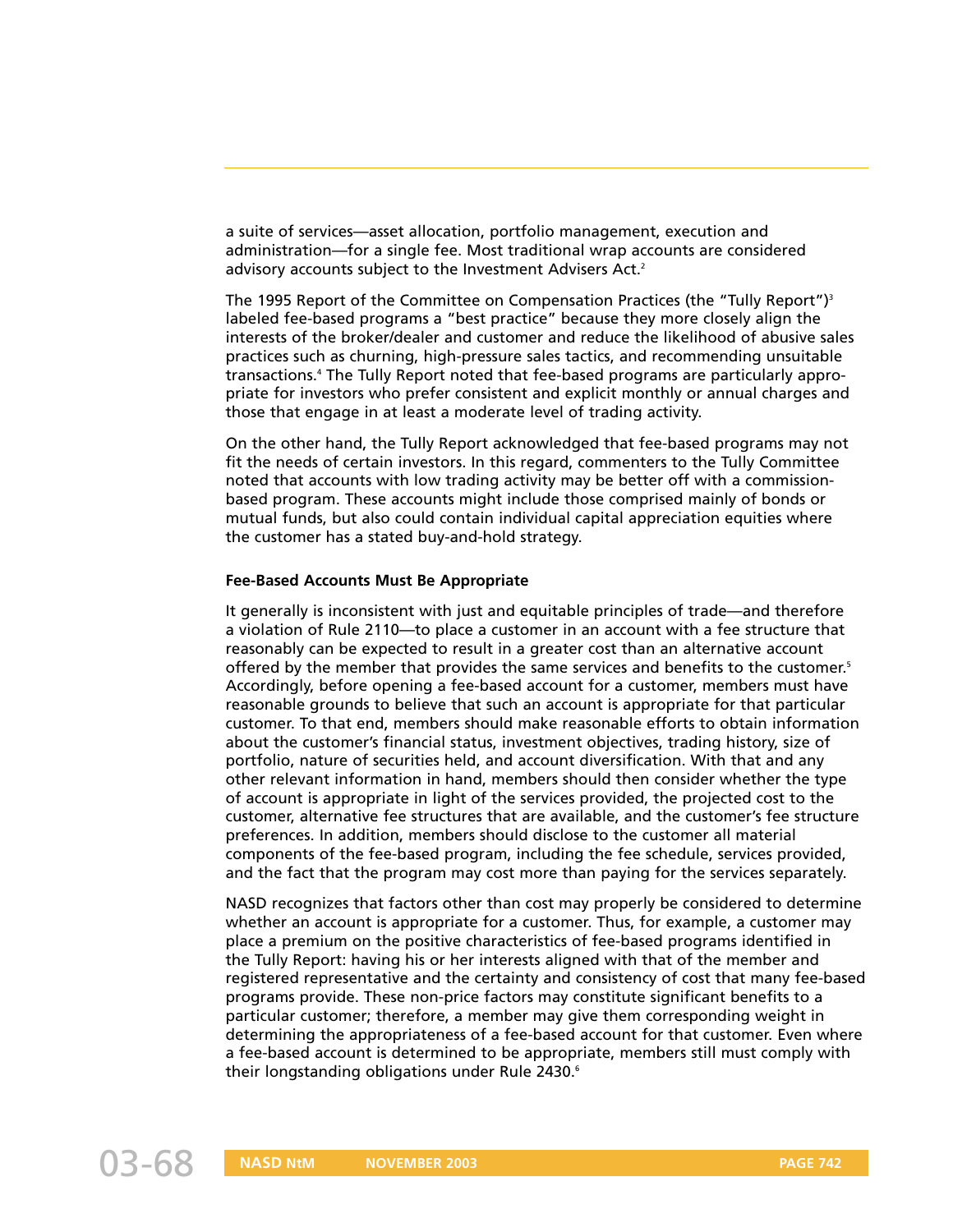a suite of services—asset allocation, portfolio management, execution and administration—for a single fee. Most traditional wrap accounts are considered advisory accounts subject to the Investment Advisers Act.[2]

The 1995 Report of the Committee on Compensation Practices (the "Tully Report")[3] labeled fee-based programs a "best practice" because they more closely align the interests of the broker/dealer and customer and reduce the likelihood of abusive sales practices such as churning, high-pressure sales tactics, and recommending unsuitable transactions.[4] The Tully Report noted that fee-based programs are particularly appropriate for investors who prefer consistent and explicit monthly or annual charges and those that engage in at least a moderate level of trading activity.

On the other hand, the Tully Report acknowledged that fee-based programs may not fit the needs of certain investors. In this regard, commenters to the Tully Committee noted that accounts with low trading activity may be better off with a commission-based program. These accounts might include those comprised mainly of bonds or mutual funds, but also could contain individual capital appreciation equities where the customer has a stated buy-and-hold strategy.

**Fee-Based Accounts Must Be Appropriate**

It generally is inconsistent with just and equitable principles of trade—and therefore a violation of Rule 2110—to place a customer in an account with a fee structure that reasonably can be expected to result in a greater cost than an alternative account offered by the member that provides the same services and benefits to the customer.[5] Accordingly, before opening a fee-based account for a customer, members must have reasonable grounds to believe that such an account is appropriate for that particular customer. To that end, members should make reasonable efforts to obtain information about the customer's financial status, investment objectives, trading history, size of portfolio, nature of securities held, and account diversification. With that and any other relevant information in hand, members should then consider whether the type of account is appropriate in light of the services provided, the projected cost to the customer, alternative fee structures that are available, and the customer's fee structure preferences. In addition, members should disclose to the customer all material components of the fee-based program, including the fee schedule, services provided, and the fact that the program may cost more than paying for the services separately.

NASD recognizes that factors other than cost may properly be considered to determine whether an account is appropriate for a customer. Thus, for example, a customer may place a premium on the positive characteristics of fee-based programs identified in the Tully Report: having his or her interests aligned with that of the member and registered representative and the certainty and consistency of cost that many fee-based programs provide. These non-price factors may constitute significant benefits to a particular customer; therefore, a member may give them corresponding weight in determining the appropriateness of a fee-based account for that customer. Even where a fee-based account is determined to be appropriate, members still must comply with their longstanding obligations under Rule 2430.[6]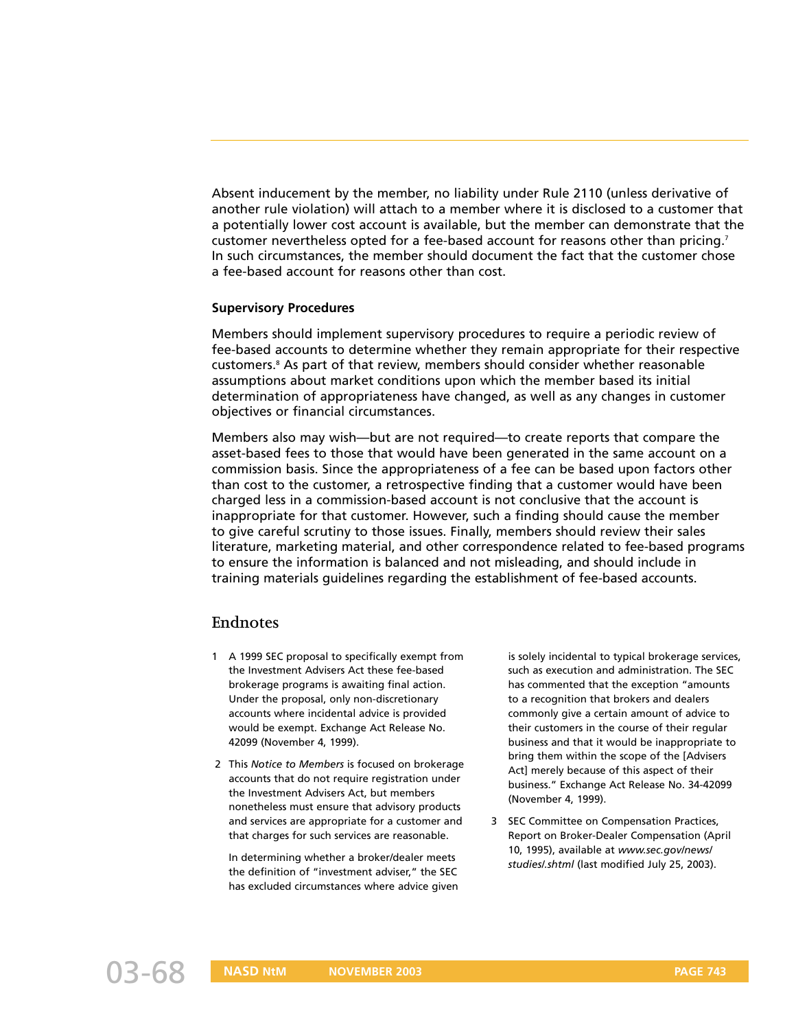Absent inducement by the member, no liability under Rule 2110 (unless derivative of another rule violation) will attach to a member where it is disclosed to a customer that a potentially lower cost account is available, but the member can demonstrate that the customer nevertheless opted for a fee-based account for reasons other than pricing.[7] In such circumstances, the member should document the fact that the customer chose a fee-based account for reasons other than cost.

**Supervisory Procedures**

Members should implement supervisory procedures to require a periodic review of fee-based accounts to determine whether they remain appropriate for their respective customers.[8] As part of that review, members should consider whether reasonable assumptions about market conditions upon which the member based its initial determination of appropriateness have changed, as well as any changes in customer objectives or financial circumstances.

Members also may wish—but are not required—to create reports that compare the asset-based fees to those that would have been generated in the same account on a commission basis. Since the appropriateness of a fee can be based upon factors other than cost to the customer, a retrospective finding that a customer would have been charged less in a commission-based account is not conclusive that the account is inappropriate for that customer. However, such a finding should cause the member to give careful scrutiny to those issues. Finally, members should review their sales literature, marketing material, and other correspondence related to fee-based programs to ensure the information is balanced and not misleading, and should include in training materials guidelines regarding the establishment of fee-based accounts.

## Endnotes

1 A 1999 SEC proposal to specifically exempt from the Investment Advisers Act these fee-based brokerage programs is awaiting final action. Under the proposal, only non-discretionary accounts where incidental advice is provided would be exempt. Exchange Act Release No. 42099 (November 4, 1999).

2 This *Notice to Members* is focused on brokerage accounts that do not require registration under the Investment Advisers Act, but members nonetheless must ensure that advisory products and services are appropriate for a customer and that charges for such services are reasonable.

In determining whether a broker/dealer meets the definition of "investment adviser," the SEC has excluded circumstances where advice given is solely incidental to typical brokerage services, such as execution and administration. The SEC has commented that the exception "amounts to a recognition that brokers and dealers commonly give a certain amount of advice to their customers in the course of their regular business and that it would be inappropriate to bring them within the scope of the [Advisers Act] merely because of this aspect of their business." Exchange Act Release No. 34-42099 (November 4, 1999).

3 SEC Committee on Compensation Practices, Report on Broker-Dealer Compensation (April 10, 1995), available at *www.sec.gov/news/studies/.shtml* (last modified July 25, 2003).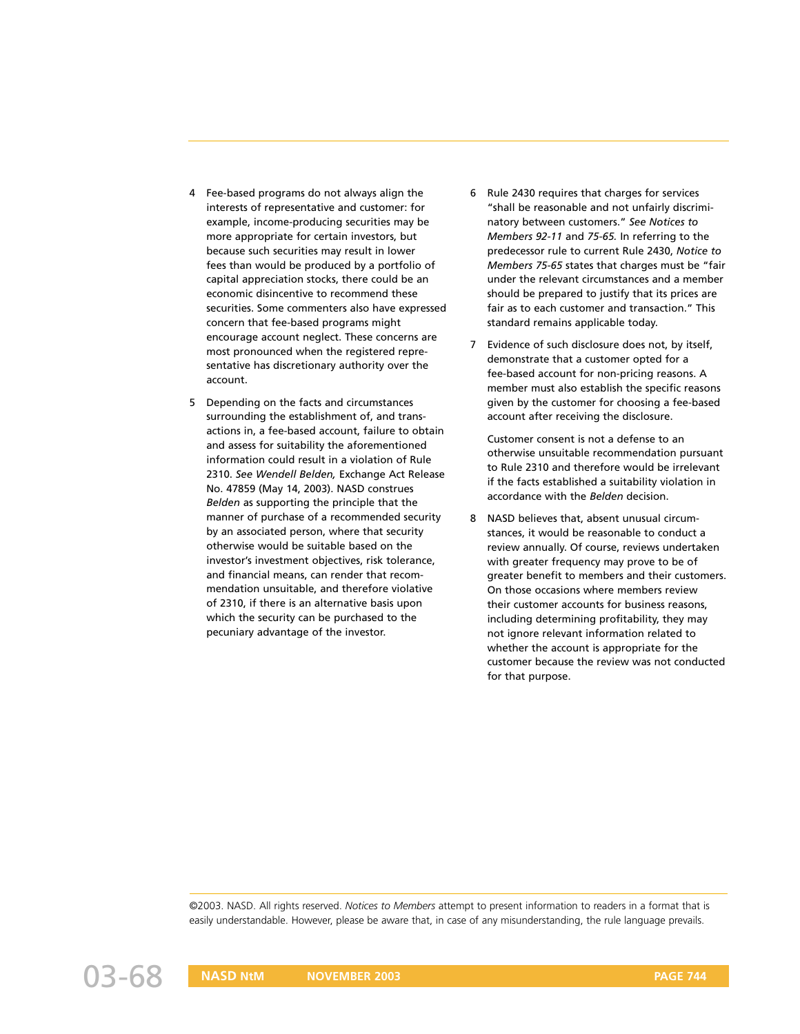4 Fee-based programs do not always align the interests of representative and customer: for example, income-producing securities may be more appropriate for certain investors, but because such securities may result in lower fees than would be produced by a portfolio of capital appreciation stocks, there could be an economic disincentive to recommend these securities. Some commenters also have expressed concern that fee-based programs might encourage account neglect. These concerns are most pronounced when the registered representative has discretionary authority over the account.

5 Depending on the facts and circumstances surrounding the establishment of, and transactions in, a fee-based account, failure to obtain and assess for suitability the aforementioned information could result in a violation of Rule 2310. *See Wendell Belden,* Exchange Act Release No. 47859 (May 14, 2003). NASD construes *Belden* as supporting the principle that the manner of purchase of a recommended security by an associated person, where that security otherwise would be suitable based on the investor's investment objectives, risk tolerance, and financial means, can render that recommendation unsuitable, and therefore violative of 2310, if there is an alternative basis upon which the security can be purchased to the pecuniary advantage of the investor.

6 Rule 2430 requires that charges for services "shall be reasonable and not unfairly discriminatory between customers." *See Notices to Members 92-11* and *75-65.* In referring to the predecessor rule to current Rule 2430, *Notice to Members 75-65* states that charges must be "fair under the relevant circumstances and a member should be prepared to justify that its prices are fair as to each customer and transaction." This standard remains applicable today.

7 Evidence of such disclosure does not, by itself, demonstrate that a customer opted for a fee-based account for non-pricing reasons. A member must also establish the specific reasons given by the customer for choosing a fee-based account after receiving the disclosure.

Customer consent is not a defense to an otherwise unsuitable recommendation pursuant to Rule 2310 and therefore would be irrelevant if the facts established a suitability violation in accordance with the *Belden* decision.

8 NASD believes that, absent unusual circumstances, it would be reasonable to conduct a review annually. Of course, reviews undertaken with greater frequency may prove to be of greater benefit to members and their customers. On those occasions where members review their customer accounts for business reasons, including determining profitability, they may not ignore relevant information related to whether the account is appropriate for the customer because the review was not conducted for that purpose.

©2003. NASD. All rights reserved. *Notices to Members* attempt to present information to readers in a format that is easily understandable. However, please be aware that, in case of any misunderstanding, the rule language prevails.